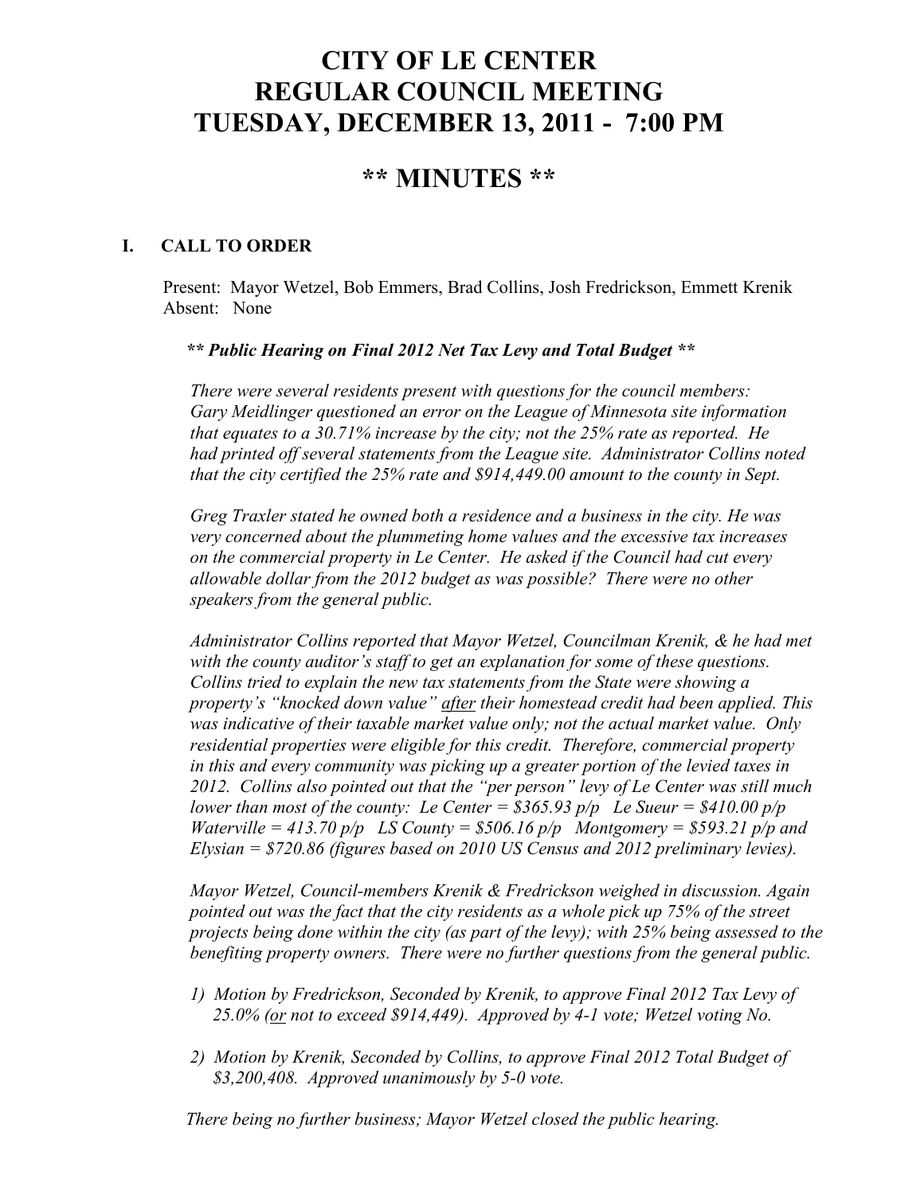# CITY OF LE CENTER
# REGULAR COUNCIL MEETING
# TUESDAY, DECEMBER 13, 2011 - 7:00 PM

## ** MINUTES **

### I. CALL TO ORDER

Present: Mayor Wetzel, Bob Emmers, Brad Collins, Josh Fredrickson, Emmett Krenik
Absent: None

***** Public Hearing on Final 2012 Net Tax Levy and Total Budget *****

*There were several residents present with questions for the council members: Gary Meidlinger questioned an error on the League of Minnesota site information that equates to a 30.71% increase by the city; not the 25% rate as reported. He had printed off several statements from the League site. Administrator Collins noted that the city certified the 25% rate and $914,449.00 amount to the county in Sept.*

*Greg Traxler stated he owned both a residence and a business in the city. He was very concerned about the plummeting home values and the excessive tax increases on the commercial property in Le Center. He asked if the Council had cut every allowable dollar from the 2012 budget as was possible? There were no other speakers from the general public.*

*Administrator Collins reported that Mayor Wetzel, Councilman Krenik, & he had met with the county auditor's staff to get an explanation for some of these questions. Collins tried to explain the new tax statements from the State were showing a property's "knocked down value" <u>after</u> their homestead credit had been applied. This was indicative of their taxable market value only; not the actual market value. Only residential properties were eligible for this credit. Therefore, commercial property in this and every community was picking up a greater portion of the levied taxes in 2012. Collins also pointed out that the "per person" levy of Le Center was still much lower than most of the county: Le Center = $365.93 p/p Le Sueur = $410.00 p/p Waterville = 413.70 p/p LS County = $506.16 p/p Montgomery = $593.21 p/p and Elysian = $720.86 (figures based on 2010 US Census and 2012 preliminary levies).*

*Mayor Wetzel, Council-members Krenik & Fredrickson weighed in discussion. Again pointed out was the fact that the city residents as a whole pick up 75% of the street projects being done within the city (as part of the levy); with 25% being assessed to the benefiting property owners. There were no further questions from the general public.*

1) *Motion by Fredrickson, Seconded by Krenik, to approve Final 2012 Tax Levy of 25.0% (<u>or</u> not to exceed $914,449). Approved by 4-1 vote; Wetzel voting No.*

2) *Motion by Krenik, Seconded by Collins, to approve Final 2012 Total Budget of $3,200,408. Approved unanimously by 5-0 vote.*

*There being no further business; Mayor Wetzel closed the public hearing.*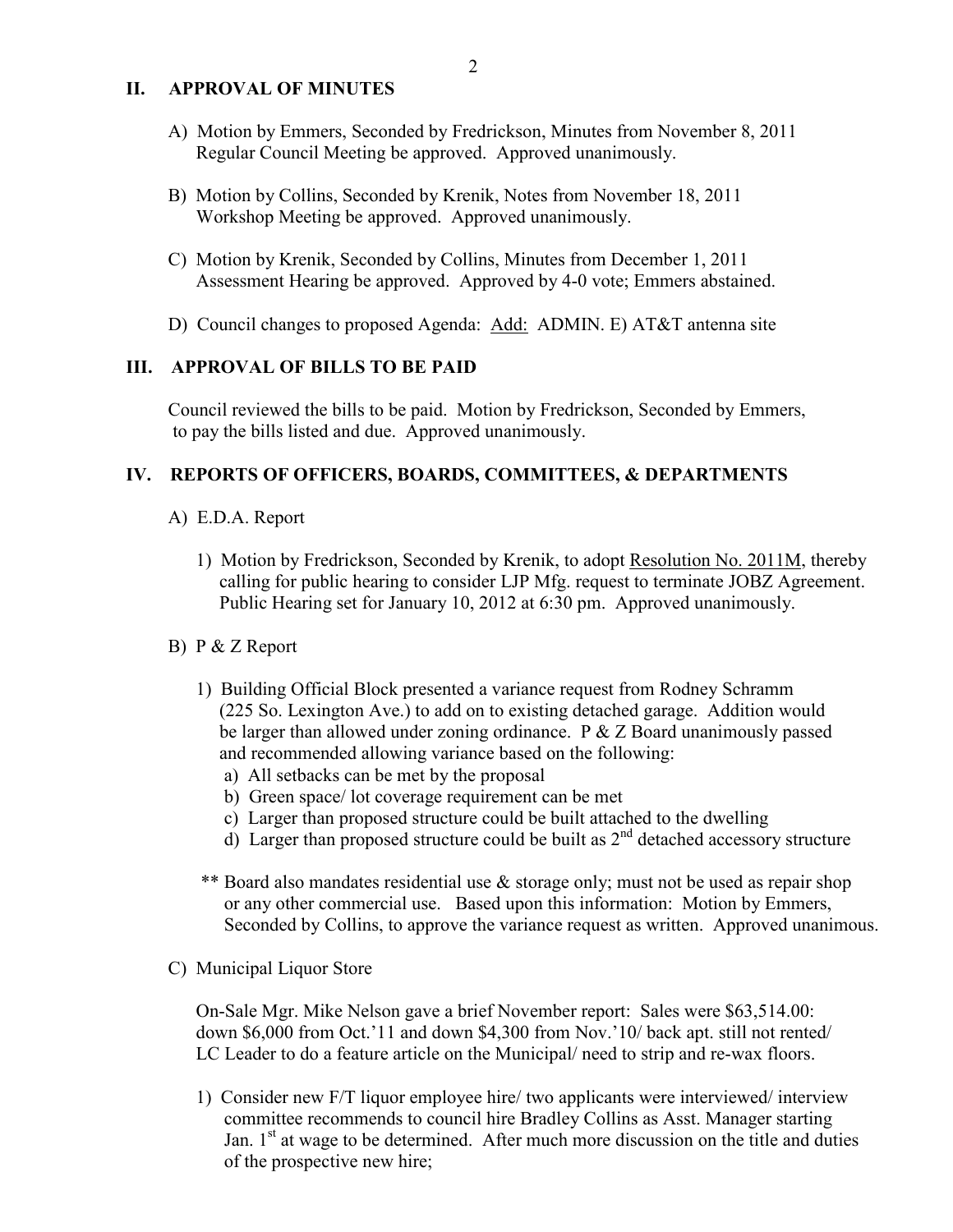## II. APPROVAL OF MINUTES

A) Motion by Emmers, Seconded by Fredrickson, Minutes from November 8, 2011 Regular Council Meeting be approved. Approved unanimously.

B) Motion by Collins, Seconded by Krenik, Notes from November 18, 2011 Workshop Meeting be approved. Approved unanimously.

C) Motion by Krenik, Seconded by Collins, Minutes from December 1, 2011 Assessment Hearing be approved. Approved by 4-0 vote; Emmers abstained.

D) Council changes to proposed Agenda: Add: ADMIN. E) AT&T antenna site

## III. APPROVAL OF BILLS TO BE PAID

Council reviewed the bills to be paid. Motion by Fredrickson, Seconded by Emmers, to pay the bills listed and due. Approved unanimously.

## IV. REPORTS OF OFFICERS, BOARDS, COMMITTEES, & DEPARTMENTS

A) E.D.A. Report

1) Motion by Fredrickson, Seconded by Krenik, to adopt Resolution No. 2011M, thereby calling for public hearing to consider LJP Mfg. request to terminate JOBZ Agreement. Public Hearing set for January 10, 2012 at 6:30 pm. Approved unanimously.

B) P & Z Report

1) Building Official Block presented a variance request from Rodney Schramm (225 So. Lexington Ave.) to add on to existing detached garage. Addition would be larger than allowed under zoning ordinance. P & Z Board unanimously passed and recommended allowing variance based on the following:
   a) All setbacks can be met by the proposal
   b) Green space/ lot coverage requirement can be met
   c) Larger than proposed structure could be built attached to the dwelling
   d) Larger than proposed structure could be built as 2nd detached accessory structure

** Board also mandates residential use & storage only; must not be used as repair shop or any other commercial use. Based upon this information: Motion by Emmers, Seconded by Collins, to approve the variance request as written. Approved unanimous.

C) Municipal Liquor Store

On-Sale Mgr. Mike Nelson gave a brief November report: Sales were $63,514.00: down $6,000 from Oct.'11 and down $4,300 from Nov.'10/ back apt. still not rented/ LC Leader to do a feature article on the Municipal/ need to strip and re-wax floors.

1) Consider new F/T liquor employee hire/ two applicants were interviewed/ interview committee recommends to council hire Bradley Collins as Asst. Manager starting Jan. 1st at wage to be determined. After much more discussion on the title and duties of the prospective new hire;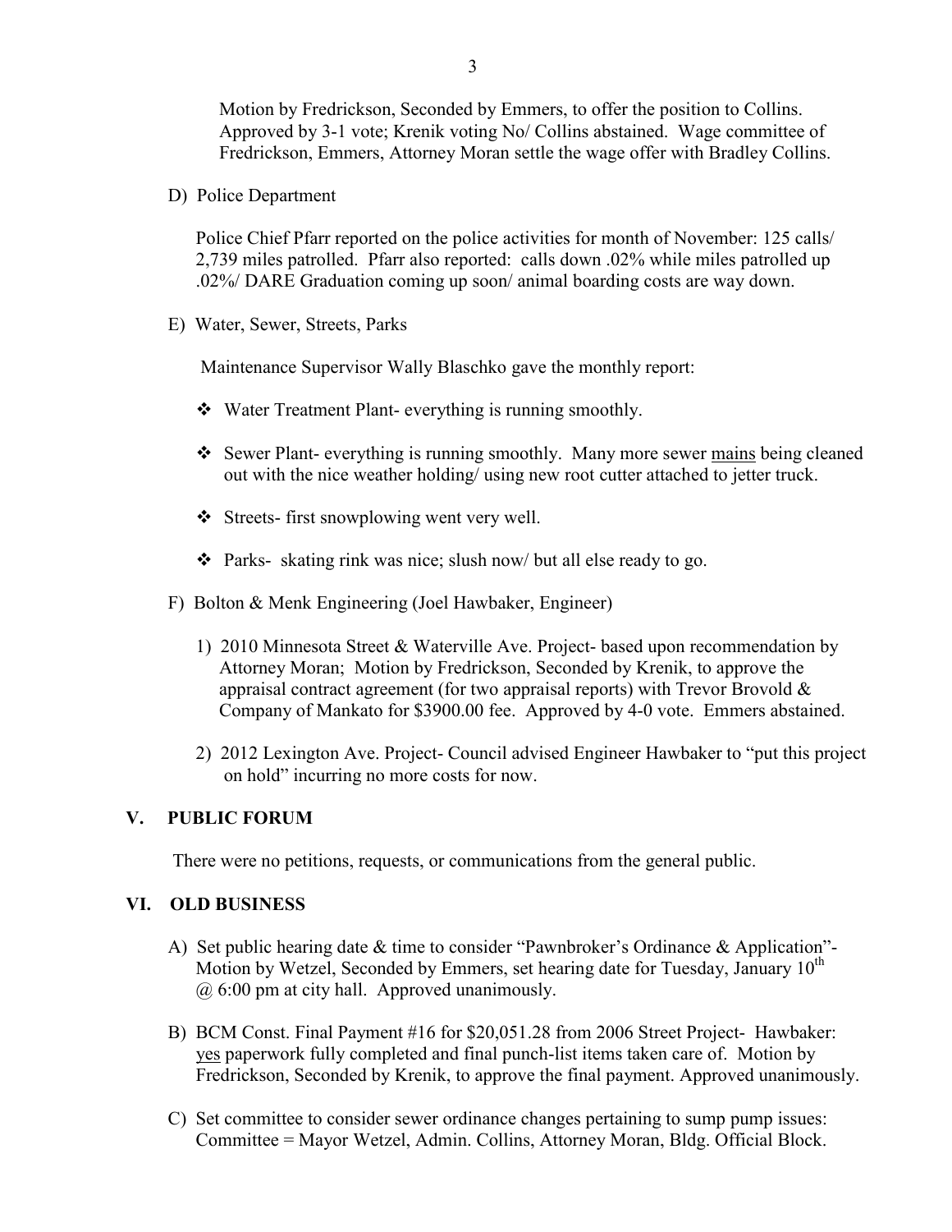Motion by Fredrickson, Seconded by Emmers, to offer the position to Collins. Approved by 3-1 vote; Krenik voting No/ Collins abstained. Wage committee of Fredrickson, Emmers, Attorney Moran settle the wage offer with Bradley Collins.

D) Police Department

Police Chief Pfarr reported on the police activities for month of November: 125 calls/ 2,739 miles patrolled. Pfarr also reported: calls down .02% while miles patrolled up .02%/ DARE Graduation coming up soon/ animal boarding costs are way down.

E) Water, Sewer, Streets, Parks

Maintenance Supervisor Wally Blaschko gave the monthly report:

- Water Treatment Plant- everything is running smoothly.
- Sewer Plant- everything is running smoothly. Many more sewer <u>mains</u> being cleaned out with the nice weather holding/ using new root cutter attached to jetter truck.
- Streets- first snowplowing went very well.
- Parks- skating rink was nice; slush now/ but all else ready to go.

F) Bolton & Menk Engineering (Joel Hawbaker, Engineer)

1) 2010 Minnesota Street & Waterville Ave. Project- based upon recommendation by Attorney Moran; Motion by Fredrickson, Seconded by Krenik, to approve the appraisal contract agreement (for two appraisal reports) with Trevor Brovold & Company of Mankato for $3900.00 fee. Approved by 4-0 vote. Emmers abstained.

2) 2012 Lexington Ave. Project- Council advised Engineer Hawbaker to "put this project on hold" incurring no more costs for now.

## V. PUBLIC FORUM

There were no petitions, requests, or communications from the general public.

## VI. OLD BUSINESS

A) Set public hearing date & time to consider "Pawnbroker's Ordinance & Application"- Motion by Wetzel, Seconded by Emmers, set hearing date for Tuesday, January 10th @ 6:00 pm at city hall. Approved unanimously.

B) BCM Const. Final Payment #16 for $20,051.28 from 2006 Street Project- Hawbaker: <u>yes</u> paperwork fully completed and final punch-list items taken care of. Motion by Fredrickson, Seconded by Krenik, to approve the final payment. Approved unanimously.

C) Set committee to consider sewer ordinance changes pertaining to sump pump issues: Committee = Mayor Wetzel, Admin. Collins, Attorney Moran, Bldg. Official Block.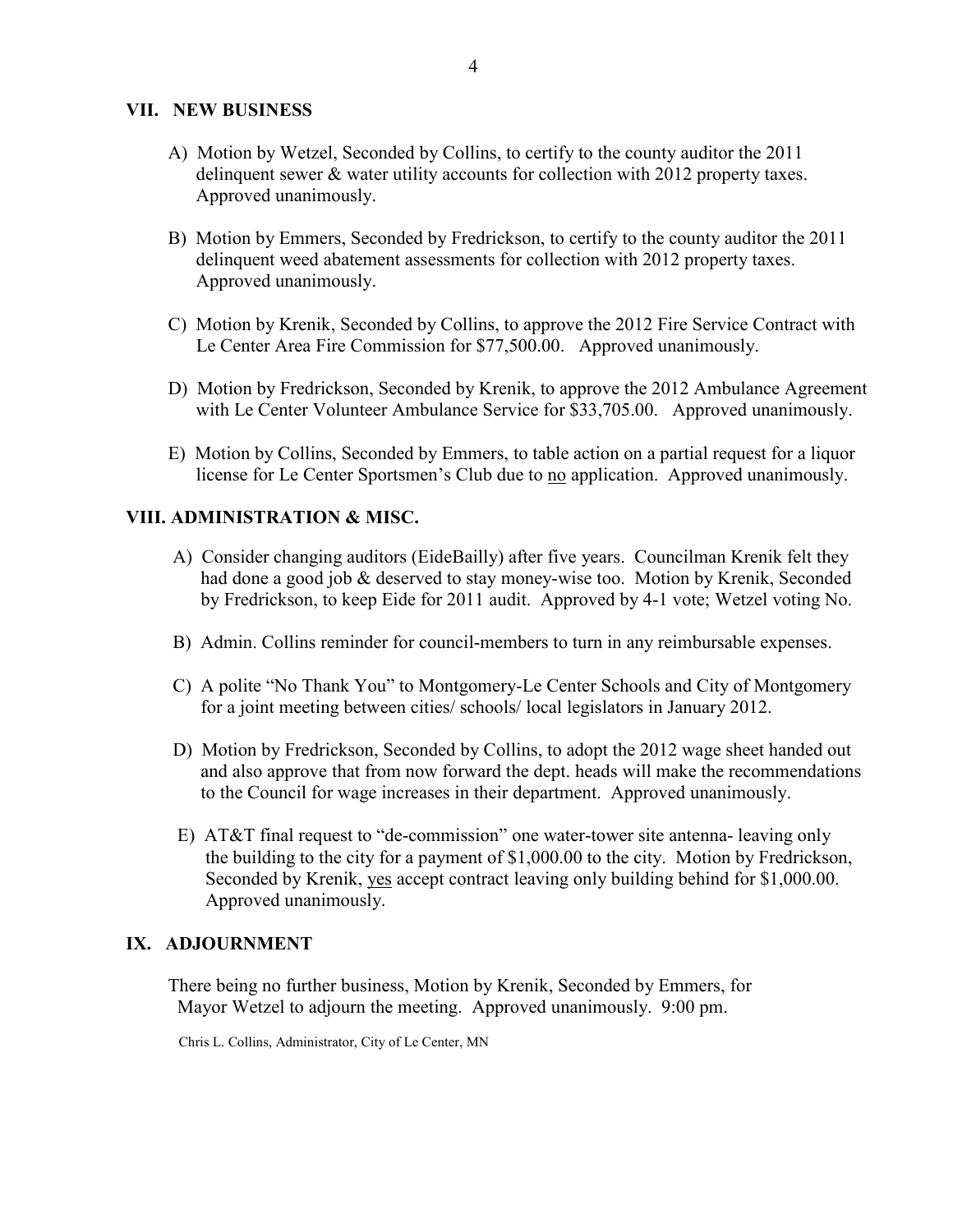## VII. NEW BUSINESS

A) Motion by Wetzel, Seconded by Collins, to certify to the county auditor the 2011 delinquent sewer & water utility accounts for collection with 2012 property taxes. Approved unanimously.

B) Motion by Emmers, Seconded by Fredrickson, to certify to the county auditor the 2011 delinquent weed abatement assessments for collection with 2012 property taxes. Approved unanimously.

C) Motion by Krenik, Seconded by Collins, to approve the 2012 Fire Service Contract with Le Center Area Fire Commission for $77,500.00. Approved unanimously.

D) Motion by Fredrickson, Seconded by Krenik, to approve the 2012 Ambulance Agreement with Le Center Volunteer Ambulance Service for $33,705.00. Approved unanimously.

E) Motion by Collins, Seconded by Emmers, to table action on a partial request for a liquor license for Le Center Sportsmen's Club due to no application. Approved unanimously.

## VIII. ADMINISTRATION & MISC.

A) Consider changing auditors (EideBailly) after five years. Councilman Krenik felt they had done a good job & deserved to stay money-wise too. Motion by Krenik, Seconded by Fredrickson, to keep Eide for 2011 audit. Approved by 4-1 vote; Wetzel voting No.

B) Admin. Collins reminder for council-members to turn in any reimbursable expenses.

C) A polite "No Thank You" to Montgomery-Le Center Schools and City of Montgomery for a joint meeting between cities/ schools/ local legislators in January 2012.

D) Motion by Fredrickson, Seconded by Collins, to adopt the 2012 wage sheet handed out and also approve that from now forward the dept. heads will make the recommendations to the Council for wage increases in their department. Approved unanimously.

E) AT&T final request to "de-commission" one water-tower site antenna- leaving only the building to the city for a payment of $1,000.00 to the city. Motion by Fredrickson, Seconded by Krenik, yes accept contract leaving only building behind for $1,000.00. Approved unanimously.

## IX. ADJOURNMENT

There being no further business, Motion by Krenik, Seconded by Emmers, for Mayor Wetzel to adjourn the meeting. Approved unanimously. 9:00 pm.

Chris L. Collins, Administrator, City of Le Center, MN